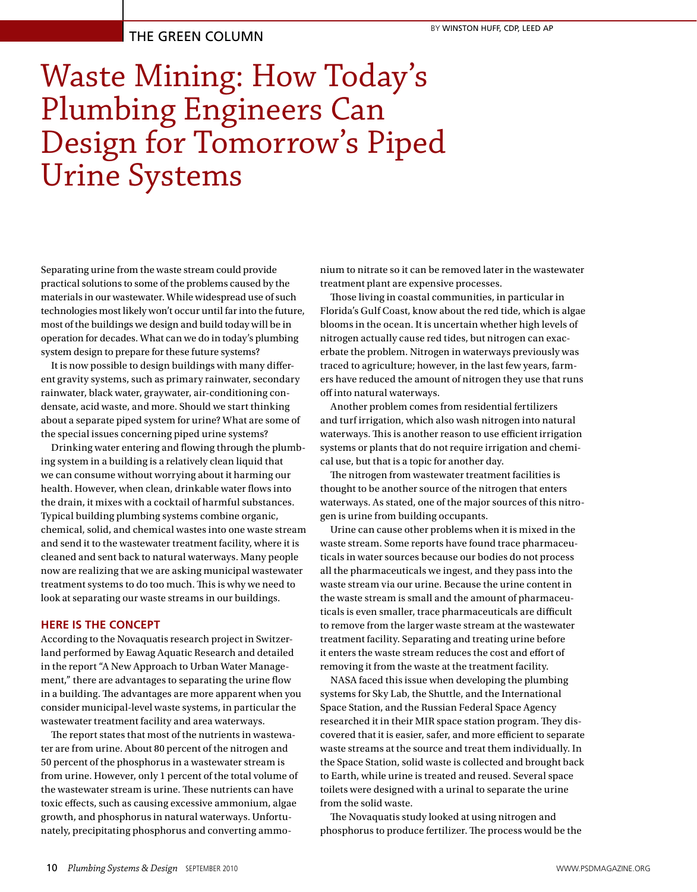THE GREEN COLUMN

BY WINSTON HUFF, CDP, LEED AP

# Waste Mining: How Today's Plumbing Engineers Can Design for Tomorrow's Piped Urine Systems

Separating urine from the waste stream could provide practical solutions to some of the problems caused by the materials in our wastewater. While widespread use of such technologies most likely won't occur until far into the future, most of the buildings we design and build today will be in operation for decades. What can we do in today's plumbing system design to prepare for these future systems?

It is now possible to design buildings with many different gravity systems, such as primary rainwater, secondary rainwater, black water, graywater, air-conditioning condensate, acid waste, and more. Should we start thinking about a separate piped system for urine? What are some of the special issues concerning piped urine systems?

Drinking water entering and flowing through the plumbing system in a building is a relatively clean liquid that we can consume without worrying about it harming our health. However, when clean, drinkable water flows into the drain, it mixes with a cocktail of harmful substances. Typical building plumbing systems combine organic, chemical, solid, and chemical wastes into one waste stream and send it to the wastewater treatment facility, where it is cleaned and sent back to natural waterways. Many people now are realizing that we are asking municipal wastewater treatment systems to do too much. This is why we need to look at separating our waste streams in our buildings.

## HERE IS THE CONCEPT

According to the Novaquatis research project in Switzerland performed by Eawag Aquatic Research and detailed in the report "A New Approach to Urban Water Management," there are advantages to separating the urine flow in a building. The advantages are more apparent when you consider municipal-level waste systems, in particular the wastewater treatment facility and area waterways.

The report states that most of the nutrients in wastewater are from urine. About 80 percent of the nitrogen and 50 percent of the phosphorus in a wastewater stream is from urine. However, only 1 percent of the total volume of the wastewater stream is urine. These nutrients can have toxic effects, such as causing excessive ammonium, algae growth, and phosphorus in natural waterways. Unfortunately, precipitating phosphorus and converting ammonium to nitrate so it can be removed later in the wastewater treatment plant are expensive processes.

Those living in coastal communities, in particular in Florida's Gulf Coast, know about the red tide, which is algae blooms in the ocean. It is uncertain whether high levels of nitrogen actually cause red tides, but nitrogen can exacerbate the problem. Nitrogen in waterways previously was traced to agriculture; however, in the last few years, farmers have reduced the amount of nitrogen they use that runs off into natural waterways.

Another problem comes from residential fertilizers and turf irrigation, which also wash nitrogen into natural waterways. This is another reason to use efficient irrigation systems or plants that do not require irrigation and chemical use, but that is a topic for another day.

The nitrogen from wastewater treatment facilities is thought to be another source of the nitrogen that enters waterways. As stated, one of the major sources of this nitrogen is urine from building occupants.

Urine can cause other problems when it is mixed in the waste stream. Some reports have found trace pharmaceuticals in water sources because our bodies do not process all the pharmaceuticals we ingest, and they pass into the waste stream via our urine. Because the urine content in the waste stream is small and the amount of pharmaceuticals is even smaller, trace pharmaceuticals are difficult to remove from the larger waste stream at the wastewater treatment facility. Separating and treating urine before it enters the waste stream reduces the cost and effort of removing it from the waste at the treatment facility.

NASA faced this issue when developing the plumbing systems for Sky Lab, the Shuttle, and the International Space Station, and the Russian Federal Space Agency researched it in their MIR space station program. They discovered that it is easier, safer, and more efficient to separate waste streams at the source and treat them individually. In the Space Station, solid waste is collected and brought back to Earth, while urine is treated and reused. Several space toilets were designed with a urinal to separate the urine from the solid waste.

The Novaquatis study looked at using nitrogen and phosphorus to produce fertilizer. The process would be the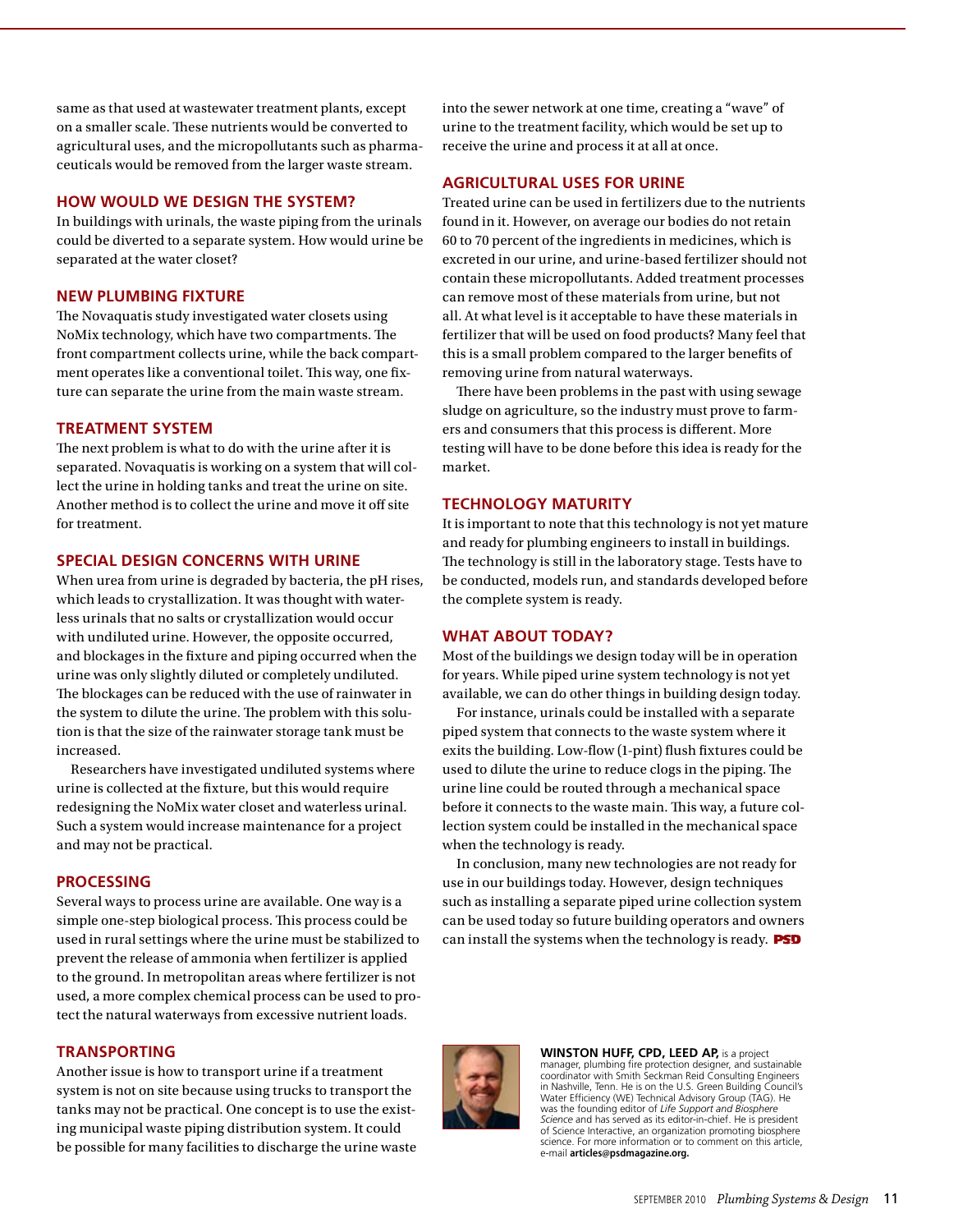same as that used at wastewater treatment plants, except on a smaller scale. These nutrients would be converted to agricultural uses, and the micropollutants such as pharmaceuticals would be removed from the larger waste stream.

## HOW WOULD WE DESIGN THE SYSTEM?

In buildings with urinals, the waste piping from the urinals could be diverted to a separate system. How would urine be separated at the water closet?

## NEW PLUMBING FIXTURE

The Novaquatis study investigated water closets using NoMix technology, which have two compartments. The front compartment collects urine, while the back compartment operates like a conventional toilet. This way, one fixture can separate the urine from the main waste stream.

## TREATMENT SYSTEM

The next problem is what to do with the urine after it is separated. Novaquatis is working on a system that will collect the urine in holding tanks and treat the urine on site. Another method is to collect the urine and move it off site for treatment.

## SPECIAL DESIGN CONCERNS WITH URINE

When urea from urine is degraded by bacteria, the pH rises, which leads to crystallization. It was thought with waterless urinals that no salts or crystallization would occur with undiluted urine. However, the opposite occurred, and blockages in the fixture and piping occurred when the urine was only slightly diluted or completely undiluted. The blockages can be reduced with the use of rainwater in the system to dilute the urine. The problem with this solution is that the size of the rainwater storage tank must be increased.

Researchers have investigated undiluted systems where urine is collected at the fixture, but this would require redesigning the NoMix water closet and waterless urinal. Such a system would increase maintenance for a project and may not be practical.

## PROCESSING

Several ways to process urine are available. One way is a simple one-step biological process. This process could be used in rural settings where the urine must be stabilized to prevent the release of ammonia when fertilizer is applied to the ground. In metropolitan areas where fertilizer is not used, a more complex chemical process can be used to protect the natural waterways from excessive nutrient loads.

## TRANSPORTING

Another issue is how to transport urine if a treatment system is not on site because using trucks to transport the tanks may not be practical. One concept is to use the existing municipal waste piping distribution system. It could be possible for many facilities to discharge the urine waste into the sewer network at one time, creating a "wave" of urine to the treatment facility, which would be set up to receive the urine and process it at all at once.

## AGRICULTURAL USES FOR URINE

Treated urine can be used in fertilizers due to the nutrients found in it. However, on average our bodies do not retain 60 to 70 percent of the ingredients in medicines, which is excreted in our urine, and urine-based fertilizer should not contain these micropollutants. Added treatment processes can remove most of these materials from urine, but not all. At what level is it acceptable to have these materials in fertilizer that will be used on food products? Many feel that this is a small problem compared to the larger benefits of removing urine from natural waterways.

There have been problems in the past with using sewage sludge on agriculture, so the industry must prove to farmers and consumers that this process is different. More testing will have to be done before this idea is ready for the market.

## TECHNOLOGY MATURITY

It is important to note that this technology is not yet mature and ready for plumbing engineers to install in buildings. The technology is still in the laboratory stage. Tests have to be conducted, models run, and standards developed before the complete system is ready.

## WHAT ABOUT TODAY?

Most of the buildings we design today will be in operation for years. While piped urine system technology is not yet available, we can do other things in building design today.

For instance, urinals could be installed with a separate piped system that connects to the waste system where it exits the building. Low-flow (1-pint) flush fixtures could be used to dilute the urine to reduce clogs in the piping. The urine line could be routed through a mechanical space before it connects to the waste main. This way, a future collection system could be installed in the mechanical space when the technology is ready.

In conclusion, many new technologies are not ready for use in our buildings today. However, design techniques such as installing a separate piped urine collection system can be used today so future building operators and owners can install the systems when the technology is ready. **PSD**

**WINSTON HUFF, CPD, LEED AP,** is a project manager, plumbing fire protection designer, and sustainable coordinator with Smith Seckman Reid Consulting Engineers in Nashville, Tenn. He is on the U.S. Green Building Council's Water Efficiency (WE) Technical Advisory Group (TAG). He was the founding editor of *Life Support and Biosphere Science* and has served as its editor-in-chief. He is president of Science Interactive, an organization promoting biosphere science. For more information or to comment on this article, e-mail **articles@psdmagazine.org.**